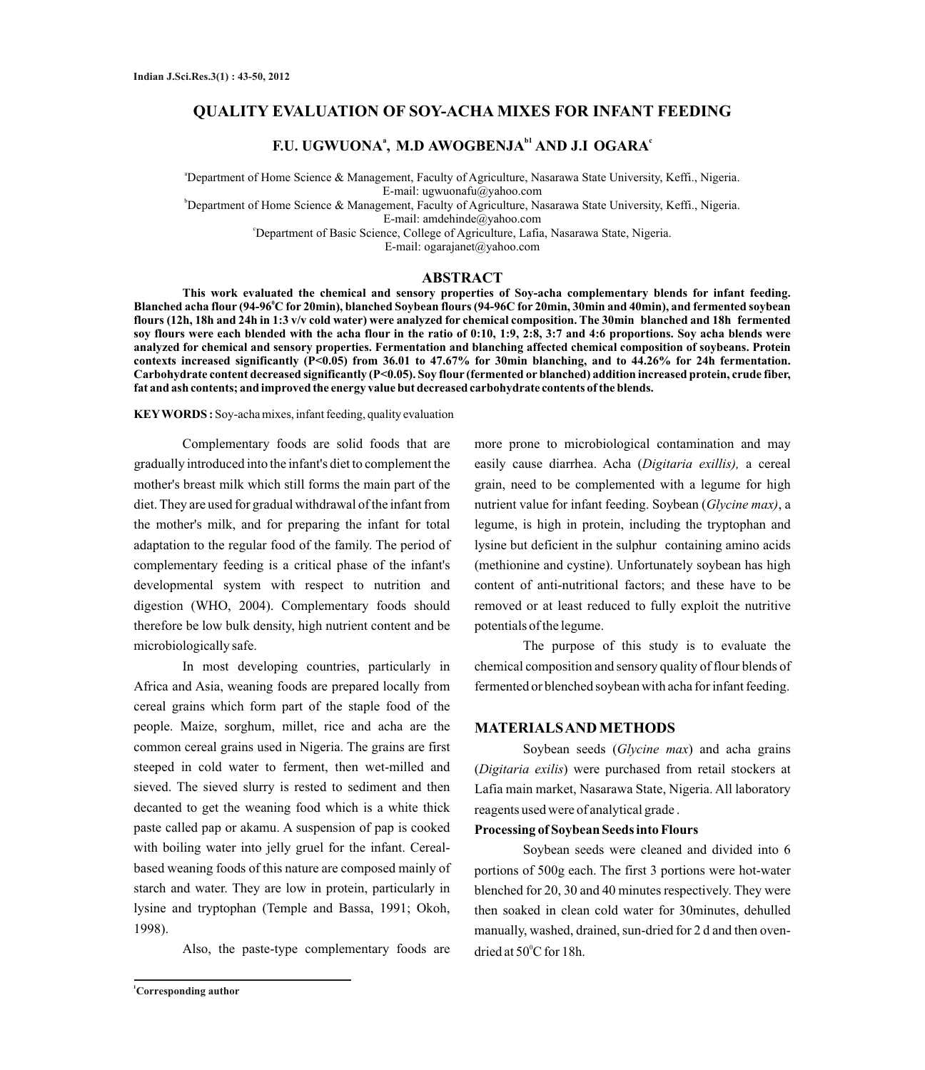# QUALITY EVALUATION OF SOY-ACHA MIXES FOR INFANT FEEDING

## F.U. UGWUONA[a], M.D AWOGBENJA[b1] AND J.I OGARA[c]

[a]Department of Home Science & Management, Faculty of Agriculture, Nasarawa State University, Keffi., Nigeria.
E-mail: ugwuonafu@yahoo.com

[b]Department of Home Science & Management, Faculty of Agriculture, Nasarawa State University, Keffi., Nigeria.
E-mail: amdehinde@yahoo.com

[c]Department of Basic Science, College of Agriculture, Lafia, Nasarawa State, Nigeria.
E-mail: ogarajanet@yahoo.com

## ABSTRACT

**This work evaluated the chemical and sensory properties of Soy-acha complementary blends for infant feeding. Blanched acha flour (94-96$^{0}$C for 20min), blanched Soybean flours (94-96C for 20min, 30min and 40min), and fermented soybean flours (12h, 18h and 24h in 1:3 v/v cold water) were analyzed for chemical composition. The 30min blanched and 18h fermented soy flours were each blended with the acha flour in the ratio of 0:10, 1:9, 2:8, 3:7 and 4:6 proportions. Soy acha blends were analyzed for chemical and sensory properties. Fermentation and blanching affected chemical composition of soybeans. Protein contexts increased significantly (P<0.05) from 36.01 to 47.67% for 30min blanching, and to 44.26% for 24h fermentation. Carbohydrate content decreased significantly (P<0.05). Soy flour (fermented or blanched) addition increased protein, crude fiber, fat and ash contents; and improved the energy value but decreased carbohydrate contents of the blends.**

**KEYWORDS :** Soy-acha mixes, infant feeding, quality evaluation

Complementary foods are solid foods that are gradually introduced into the infant's diet to complement the mother's breast milk which still forms the main part of the diet. They are used for gradual withdrawal of the infant from the mother's milk, and for preparing the infant for total adaptation to the regular food of the family. The period of complementary feeding is a critical phase of the infant's developmental system with respect to nutrition and digestion (WHO, 2004). Complementary foods should therefore be low bulk density, high nutrient content and be microbiologically safe.

In most developing countries, particularly in Africa and Asia, weaning foods are prepared locally from cereal grains which form part of the staple food of the people. Maize, sorghum, millet, rice and acha are the common cereal grains used in Nigeria. The grains are first steeped in cold water to ferment, then wet-milled and sieved. The sieved slurry is rested to sediment and then decanted to get the weaning food which is a white thick paste called pap or akamu. A suspension of pap is cooked with boiling water into jelly gruel for the infant. Cereal-based weaning foods of this nature are composed mainly of starch and water. They are low in protein, particularly in lysine and tryptophan (Temple and Bassa, 1991; Okoh, 1998).

Also, the paste-type complementary foods are more prone to microbiological contamination and may easily cause diarrhea. Acha (*Digitaria exillis),* a cereal grain, need to be complemented with a legume for high nutrient value for infant feeding. Soybean (*Glycine max)*, a legume, is high in protein, including the tryptophan and lysine but deficient in the sulphur containing amino acids (methionine and cystine). Unfortunately soybean has high content of anti-nutritional factors; and these have to be removed or at least reduced to fully exploit the nutritive potentials of the legume.

The purpose of this study is to evaluate the chemical composition and sensory quality of flour blends of fermented or blenched soybean with acha for infant feeding.

## MATERIALS AND METHODS

Soybean seeds (*Glycine max*) and acha grains (*Digitaria exilis*) were purchased from retail stockers at Lafia main market, Nasarawa State, Nigeria. All laboratory reagents used were of analytical grade .

**Processing of Soybean Seeds into Flours**

Soybean seeds were cleaned and divided into 6 portions of 500g each. The first 3 portions were hot-water blenched for 20, 30 and 40 minutes respectively. They were then soaked in clean cold water for 30minutes, dehulled manually, washed, drained, sun-dried for 2 d and then oven-dried at 50$^{o}$C for 18h.

[1]Corresponding author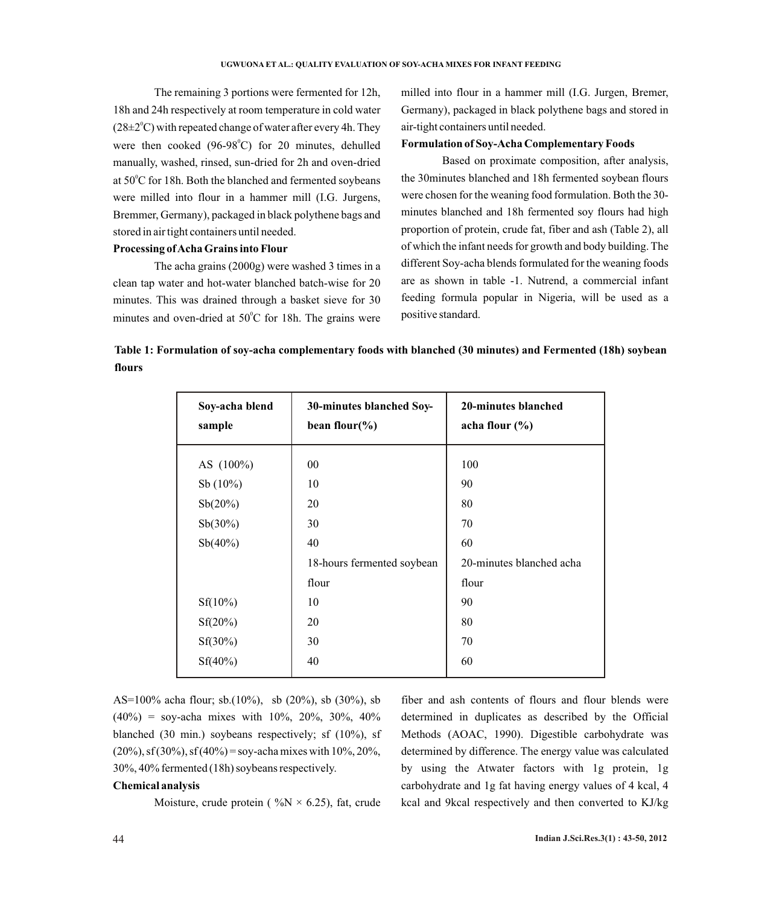The remaining 3 portions were fermented for 12h, 18h and 24h respectively at room temperature in cold water (28±2$^0$C) with repeated change of water after every 4h. They were then cooked (96-98$^0$C) for 20 minutes, dehulled manually, washed, rinsed, sun-dried for 2h and oven-dried at 50$^0$C for 18h. Both the blanched and fermented soybeans were milled into flour in a hammer mill (I.G. Jurgens, Bremmer, Germany), packaged in black polythene bags and stored in air tight containers until needed.

**Processing of Acha Grains into Flour**

The acha grains (2000g) were washed 3 times in a clean tap water and hot-water blanched batch-wise for 20 minutes. This was drained through a basket sieve for 30 minutes and oven-dried at 50$^0$C for 18h. The grains were milled into flour in a hammer mill (I.G. Jurgen, Bremer, Germany), packaged in black polythene bags and stored in air-tight containers until needed.

**Formulation of Soy-Acha Complementary Foods**

Based on proximate composition, after analysis, the 30minutes blanched and 18h fermented soybean flours were chosen for the weaning food formulation. Both the 30-minutes blanched and 18h fermented soy flours had high proportion of protein, crude fat, fiber and ash (Table 2), all of which the infant needs for growth and body building. The different Soy-acha blends formulated for the weaning foods are as shown in table -1. Nutrend, a commercial infant feeding formula popular in Nigeria, will be used as a positive standard.

**Table 1: Formulation of soy-acha complementary foods with blanched (30 minutes) and Fermented (18h) soybean flours**

| Soy-acha blend sample | 30-minutes blanched Soy-bean flour(%) | 20-minutes blanched acha flour (%) |
|---|---|---|
| AS (100%) | 00 | 100 |
| Sb (10%) | 10 | 90 |
| Sb(20%) | 20 | 80 |
| Sb(30%) | 30 | 70 |
| Sb(40%) | 40 | 60 |
| | 18-hours fermented soybean flour | 20-minutes blanched acha flour |
| Sf(10%) | 10 | 90 |
| Sf(20%) | 20 | 80 |
| Sf(30%) | 30 | 70 |
| Sf(40%) | 40 | 60 |

AS=100% acha flour; sb.(10%), sb (20%), sb (30%), sb (40%) = soy-acha mixes with 10%, 20%, 30%, 40% blanched (30 min.) soybeans respectively; sf (10%), sf (20%), sf (30%), sf (40%) = soy-acha mixes with 10%, 20%, 30%, 40% fermented (18h) soybeans respectively.

**Chemical analysis**

Moisture, crude protein ( %N × 6.25), fat, crude fiber and ash contents of flours and flour blends were determined in duplicates as described by the Official Methods (AOAC, 1990). Digestible carbohydrate was determined by difference. The energy value was calculated by using the Atwater factors with 1g protein, 1g carbohydrate and 1g fat having energy values of 4 kcal, 4 kcal and 9kcal respectively and then converted to KJ/kg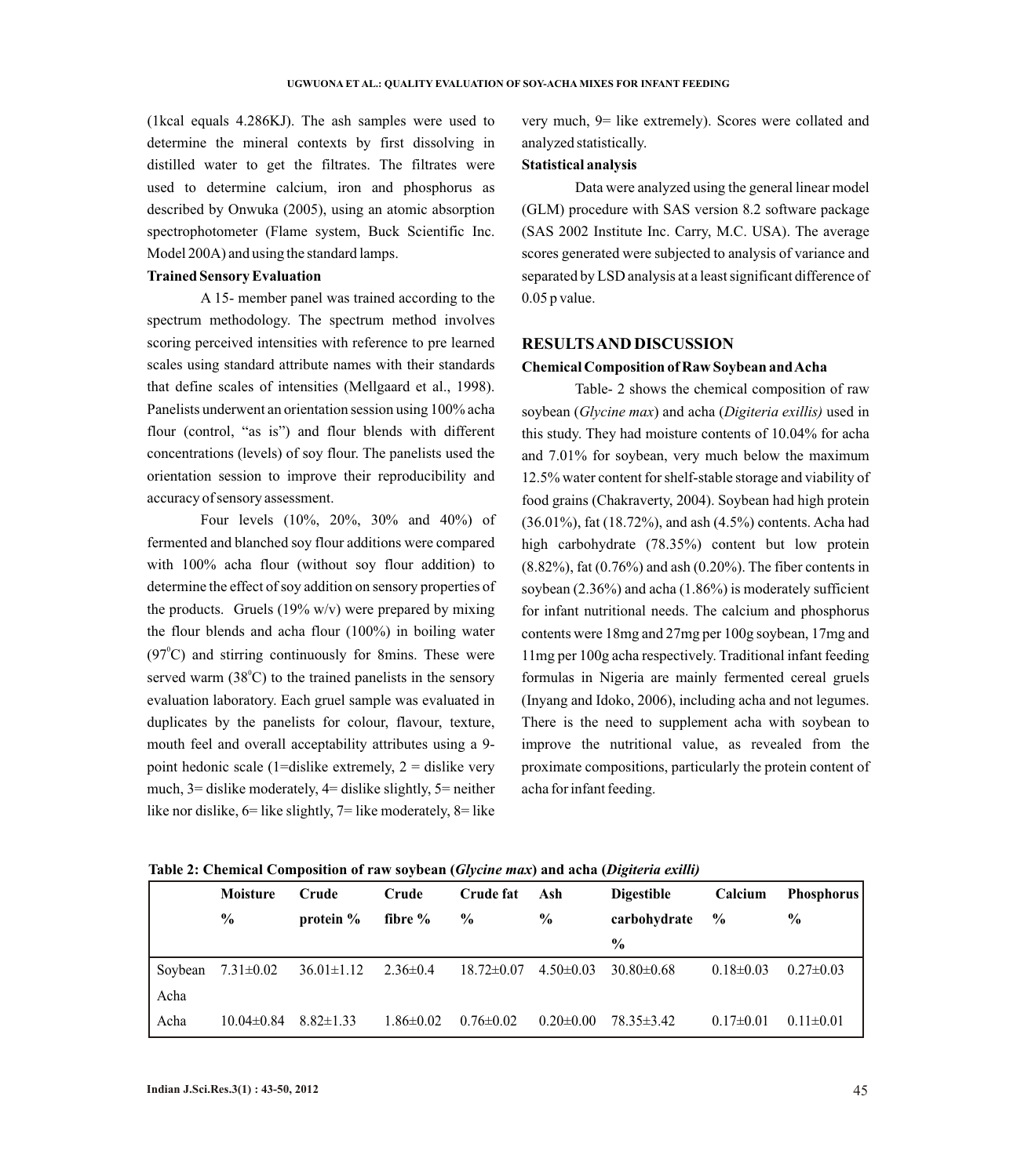(1kcal equals 4.286KJ). The ash samples were used to determine the mineral contexts by first dissolving in distilled water to get the filtrates. The filtrates were used to determine calcium, iron and phosphorus as described by Onwuka (2005), using an atomic absorption spectrophotometer (Flame system, Buck Scientific Inc. Model 200A) and using the standard lamps.

**Trained Sensory Evaluation**

A 15- member panel was trained according to the spectrum methodology. The spectrum method involves scoring perceived intensities with reference to pre learned scales using standard attribute names with their standards that define scales of intensities (Mellgaard et al., 1998). Panelists underwent an orientation session using 100% acha flour (control, "as is") and flour blends with different concentrations (levels) of soy flour. The panelists used the orientation session to improve their reproducibility and accuracy of sensory assessment.

Four levels (10%, 20%, 30% and 40%) of fermented and blanched soy flour additions were compared with 100% acha flour (without soy flour addition) to determine the effect of soy addition on sensory properties of the products. Gruels (19% w/v) were prepared by mixing the flour blends and acha flour (100%) in boiling water ($97^{0}$C) and stirring continuously for 8mins. These were served warm ($38^{0}$C) to the trained panelists in the sensory evaluation laboratory. Each gruel sample was evaluated in duplicates by the panelists for colour, flavour, texture, mouth feel and overall acceptability attributes using a 9-point hedonic scale (1=dislike extremely, 2 = dislike very much, 3= dislike moderately, 4= dislike slightly, 5= neither like nor dislike, 6= like slightly, 7= like moderately, 8= like very much, 9= like extremely). Scores were collated and analyzed statistically.

**Statistical analysis**

Data were analyzed using the general linear model (GLM) procedure with SAS version 8.2 software package (SAS 2002 Institute Inc. Carry, M.C. USA). The average scores generated were subjected to analysis of variance and separated by LSD analysis at a least significant difference of 0.05 p value.

## RESULTS AND DISCUSSION

**Chemical Composition of Raw Soybean and Acha**

Table- 2 shows the chemical composition of raw soybean (*Glycine max*) and acha (*Digiteria exillis)* used in this study. They had moisture contents of 10.04% for acha and 7.01% for soybean, very much below the maximum 12.5% water content for shelf-stable storage and viability of food grains (Chakraverty, 2004). Soybean had high protein (36.01%), fat (18.72%), and ash (4.5%) contents. Acha had high carbohydrate (78.35%) content but low protein (8.82%), fat (0.76%) and ash (0.20%). The fiber contents in soybean (2.36%) and acha (1.86%) is moderately sufficient for infant nutritional needs. The calcium and phosphorus contents were 18mg and 27mg per 100g soybean, 17mg and 11mg per 100g acha respectively. Traditional infant feeding formulas in Nigeria are mainly fermented cereal gruels (Inyang and Idoko, 2006), including acha and not legumes. There is the need to supplement acha with soybean to improve the nutritional value, as revealed from the proximate compositions, particularly the protein content of acha for infant feeding.

**Table 2: Chemical Composition of raw soybean (*Glycine max*) and acha (*Digiteria exilli)***

| | Moisture % | Crude protein % | Crude fibre % | Crude fat % | Ash % | Digestible carbohydrate % | Calcium % | Phosphorus % |
|---|---|---|---|---|---|---|---|---|
| Soybean Acha | 7.31±0.02 | 36.01±1.12 | 2.36±0.4 | 18.72±0.07 | 4.50±0.03 | 30.80±0.68 | 0.18±0.03 | 0.27±0.03 |
| Acha | 10.04±0.84 | 8.82±1.33 | 1.86±0.02 | 0.76±0.02 | 0.20±0.00 | 78.35±3.42 | 0.17±0.01 | 0.11±0.01 |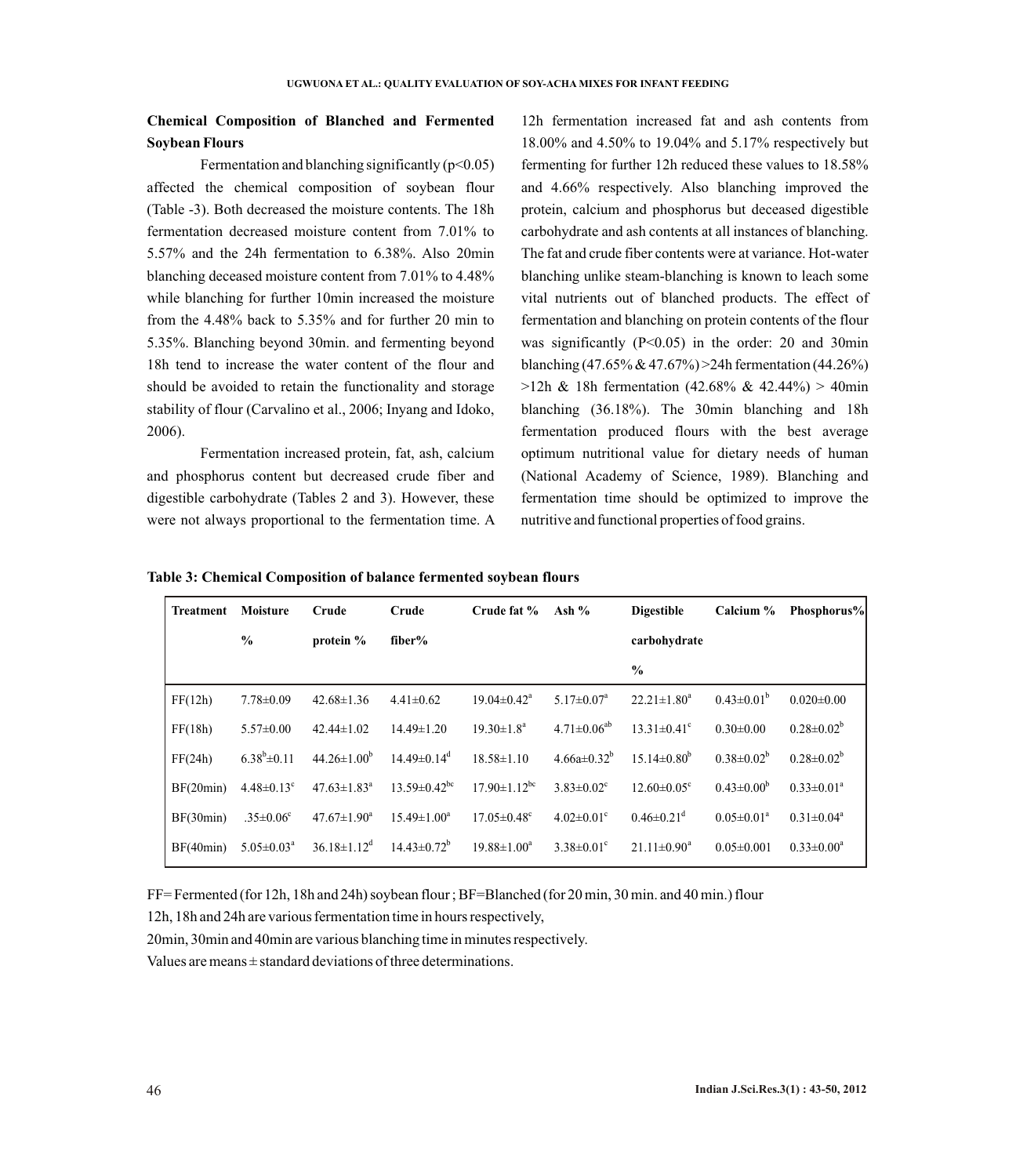## Chemical Composition of Blanched and Fermented Soybean Flours

Fermentation and blanching significantly ($p<0.05$) affected the chemical composition of soybean flour (Table -3). Both decreased the moisture contents. The 18h fermentation decreased moisture content from 7.01% to 5.57% and the 24h fermentation to 6.38%. Also 20min blanching deceased moisture content from 7.01% to 4.48% while blanching for further 10min increased the moisture from the 4.48% back to 5.35% and for further 20 min to 5.35%. Blanching beyond 30min. and fermenting beyond 18h tend to increase the water content of the flour and should be avoided to retain the functionality and storage stability of flour (Carvalino et al., 2006; Inyang and Idoko, 2006).

Fermentation increased protein, fat, ash, calcium and phosphorus content but decreased crude fiber and digestible carbohydrate (Tables 2 and 3). However, these were not always proportional to the fermentation time. A 12h fermentation increased fat and ash contents from 18.00% and 4.50% to 19.04% and 5.17% respectively but fermenting for further 12h reduced these values to 18.58% and 4.66% respectively. Also blanching improved the protein, calcium and phosphorus but deceased digestible carbohydrate and ash contents at all instances of blanching. The fat and crude fiber contents were at variance. Hot-water blanching unlike steam-blanching is known to leach some vital nutrients out of blanched products. The effect of fermentation and blanching on protein contents of the flour was significantly ($P<0.05$) in the order: 20 and 30min blanching (47.65% & 47.67%) >24h fermentation (44.26%) >12h & 18h fermentation (42.68% & 42.44%) > 40min blanching (36.18%). The 30min blanching and 18h fermentation produced flours with the best average optimum nutritional value for dietary needs of human (National Academy of Science, 1989). Blanching and fermentation time should be optimized to improve the nutritive and functional properties of food grains.

**Table 3: Chemical Composition of balance fermented soybean flours**

| Treatment | Moisture % | Crude protein % | Crude fiber% | Crude fat % | Ash % | Digestible carbohydrate % | Calcium % | Phosphorus% |
|---|---|---|---|---|---|---|---|---|
| FF(12h) | 7.78±0.09 | 42.68±1.36 | 4.41±0.62 | 19.04±0.42[a] | 5.17±0.07[a] | 22.21±1.80[a] | 0.43±0.01[b] | 0.020±0.00 |
| FF(18h) | 5.57±0.00 | 42.44±1.02 | 14.49±1.20 | 19.30±1.8[a] | 4.71±0.06[ab] | 13.31±0.41[c] | 0.30±0.00 | 0.28±0.02[b] |
| FF(24h) | 6.38[b]±0.11 | 44.26±1.00[b] | 14.49±0.14[d] | 18.58±1.10 | 4.66a±0.32[b] | 15.14±0.80[b] | 0.38±0.02[b] | 0.28±0.02[b] |
| BF(20min) | 4.48±0.13[c] | 47.63±1.83[a] | 13.59±0.42[bc] | 17.90±1.12[bc] | 3.83±0.02[c] | 12.60±0.05[c] | 0.43±0.00[b] | 0.33±0.01[a] |
| BF(30min) | .35±0.06[c] | 47.67±1.90[a] | 15.49±1.00[a] | 17.05±0.48[c] | 4.02±0.01[c] | 0.46±0.21[d] | 0.05±0.01[a] | 0.31±0.04[a] |
| BF(40min) | 5.05±0.03[a] | 36.18±1.12[d] | 14.43±0.72[b] | 19.88±1.00[a] | 3.38±0.01[c] | 21.11±0.90[a] | 0.05±0.001 | 0.33±0.00[a] |

FF= Fermented (for 12h, 18h and 24h) soybean flour ; BF=Blanched (for 20 min, 30 min. and 40 min.) flour

12h, 18h and 24h are various fermentation time in hours respectively,

20min, 30min and 40min are various blanching time in minutes respectively.

Values are means ± standard deviations of three determinations.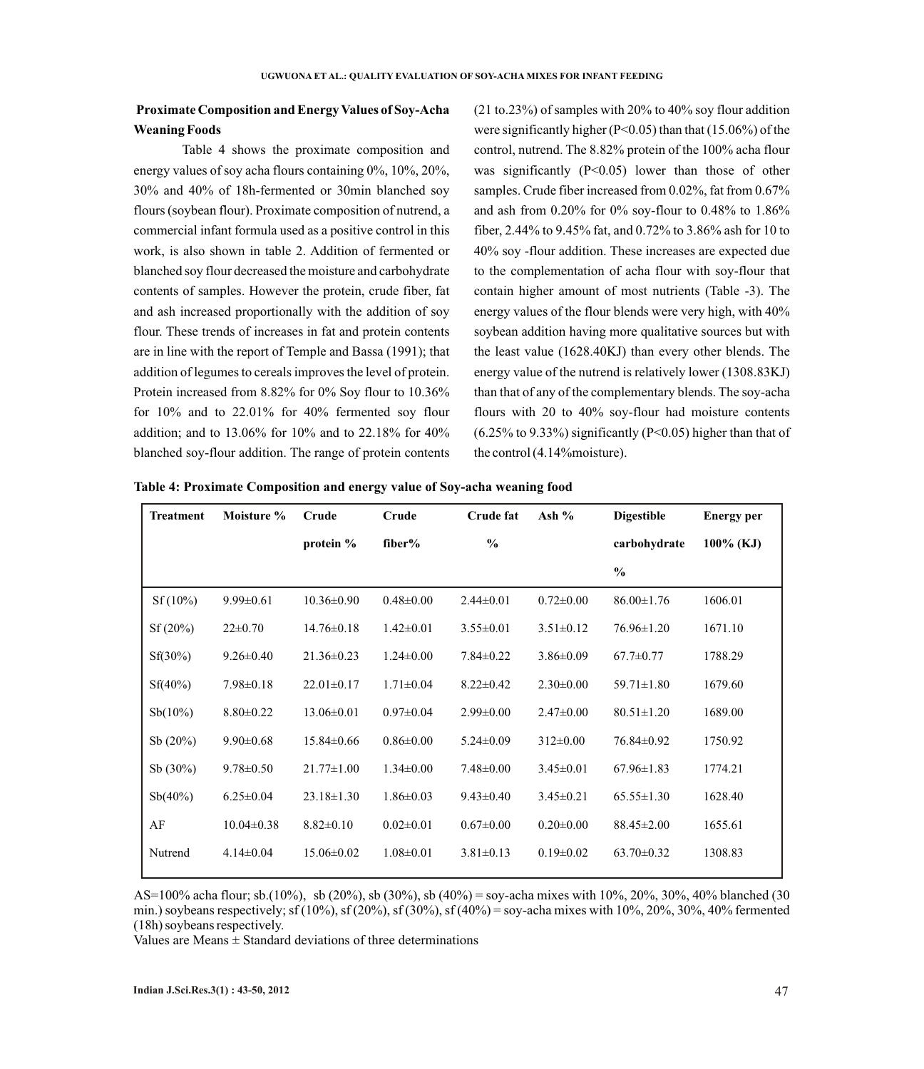## Proximate Composition and Energy Values of Soy-Acha Weaning Foods

Table 4 shows the proximate composition and energy values of soy acha flours containing 0%, 10%, 20%, 30% and 40% of 18h-fermented or 30min blanched soy flours (soybean flour). Proximate composition of nutrend, a commercial infant formula used as a positive control in this work, is also shown in table 2. Addition of fermented or blanched soy flour decreased the moisture and carbohydrate contents of samples. However the protein, crude fiber, fat and ash increased proportionally with the addition of soy flour. These trends of increases in fat and protein contents are in line with the report of Temple and Bassa (1991); that addition of legumes to cereals improves the level of protein. Protein increased from 8.82% for 0% Soy flour to 10.36% for 10% and to 22.01% for 40% fermented soy flour addition; and to 13.06% for 10% and to 22.18% for 40% blanched soy-flour addition. The range of protein contents (21 to.23%) of samples with 20% to 40% soy flour addition were significantly higher (P<0.05) than that (15.06%) of the control, nutrend. The 8.82% protein of the 100% acha flour was significantly (P<0.05) lower than those of other samples. Crude fiber increased from 0.02%, fat from 0.67% and ash from 0.20% for 0% soy-flour to 0.48% to 1.86% fiber, 2.44% to 9.45% fat, and 0.72% to 3.86% ash for 10 to 40% soy -flour addition. These increases are expected due to the complementation of acha flour with soy-flour that contain higher amount of most nutrients (Table -3). The energy values of the flour blends were very high, with 40% soybean addition having more qualitative sources but with the least value (1628.40KJ) than every other blends. The energy value of the nutrend is relatively lower (1308.83KJ) than that of any of the complementary blends. The soy-acha flours with 20 to 40% soy-flour had moisture contents (6.25% to 9.33%) significantly (P<0.05) higher than that of the control (4.14%moisture).

**Table 4: Proximate Composition and energy value of Soy-acha weaning food**

| Treatment | Moisture % | Crude protein % | Crude fiber% | Crude fat % | Ash % | Digestible carbohydrate % | Energy per 100% (KJ) |
|---|---|---|---|---|---|---|---|
| Sf (10%) | 9.99±0.61 | 10.36±0.90 | 0.48±0.00 | 2.44±0.01 | 0.72±0.00 | 86.00±1.76 | 1606.01 |
| Sf (20%) | 22±0.70 | 14.76±0.18 | 1.42±0.01 | 3.55±0.01 | 3.51±0.12 | 76.96±1.20 | 1671.10 |
| Sf(30%) | 9.26±0.40 | 21.36±0.23 | 1.24±0.00 | 7.84±0.22 | 3.86±0.09 | 67.7±0.77 | 1788.29 |
| Sf(40%) | 7.98±0.18 | 22.01±0.17 | 1.71±0.04 | 8.22±0.42 | 2.30±0.00 | 59.71±1.80 | 1679.60 |
| Sb(10%) | 8.80±0.22 | 13.06±0.01 | 0.97±0.04 | 2.99±0.00 | 2.47±0.00 | 80.51±1.20 | 1689.00 |
| Sb (20%) | 9.90±0.68 | 15.84±0.66 | 0.86±0.00 | 5.24±0.09 | 312±0.00 | 76.84±0.92 | 1750.92 |
| Sb (30%) | 9.78±0.50 | 21.77±1.00 | 1.34±0.00 | 7.48±0.00 | 3.45±0.01 | 67.96±1.83 | 1774.21 |
| Sb(40%) | 6.25±0.04 | 23.18±1.30 | 1.86±0.03 | 9.43±0.40 | 3.45±0.21 | 65.55±1.30 | 1628.40 |
| AF | 10.04±0.38 | 8.82±0.10 | 0.02±0.01 | 0.67±0.00 | 0.20±0.00 | 88.45±2.00 | 1655.61 |
| Nutrend | 4.14±0.04 | 15.06±0.02 | 1.08±0.01 | 3.81±0.13 | 0.19±0.02 | 63.70±0.32 | 1308.83 |

AS=100% acha flour; sb.(10%), sb (20%), sb (30%), sb (40%) = soy-acha mixes with 10%, 20%, 30%, 40% blanched (30 min.) soybeans respectively; sf (10%), sf (20%), sf (30%), sf (40%) = soy-acha mixes with 10%, 20%, 30%, 40% fermented (18h) soybeans respectively.

Values are Means ± Standard deviations of three determinations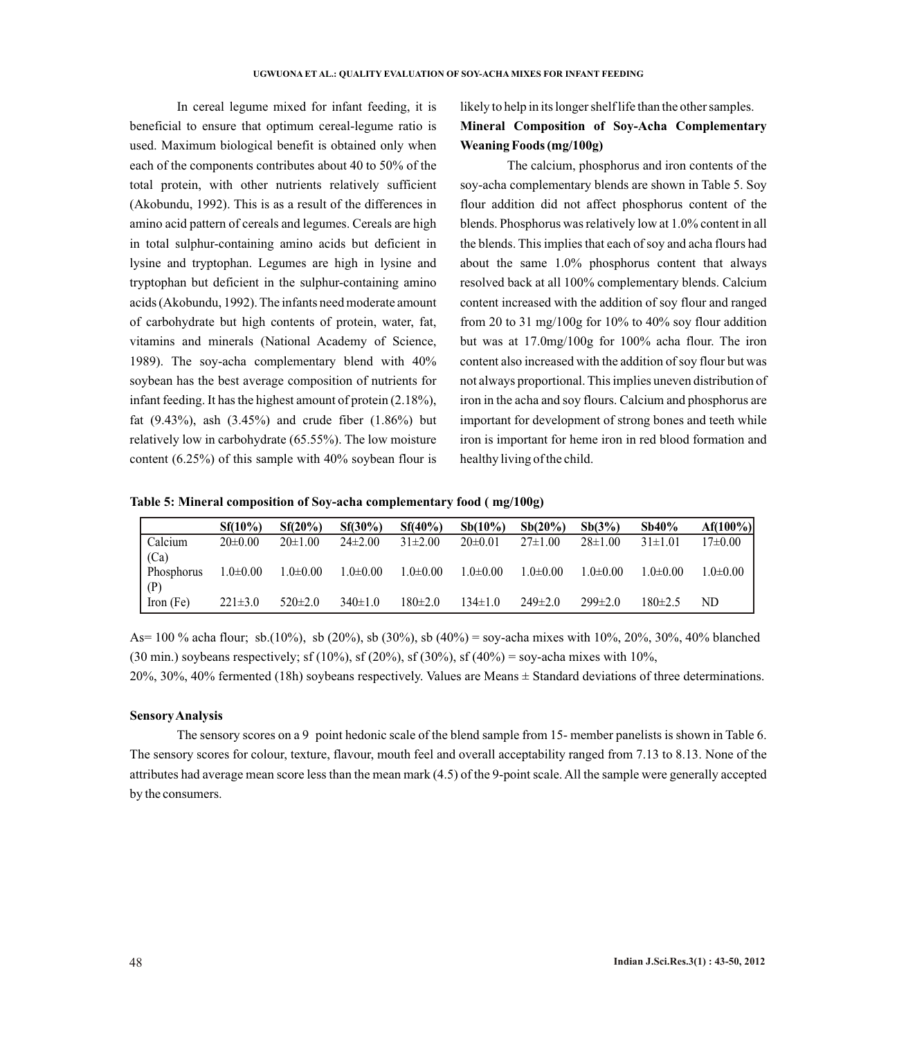In cereal legume mixed for infant feeding, it is beneficial to ensure that optimum cereal-legume ratio is used. Maximum biological benefit is obtained only when each of the components contributes about 40 to 50% of the total protein, with other nutrients relatively sufficient (Akobundu, 1992). This is as a result of the differences in amino acid pattern of cereals and legumes. Cereals are high in total sulphur-containing amino acids but deficient in lysine and tryptophan. Legumes are high in lysine and tryptophan but deficient in the sulphur-containing amino acids (Akobundu, 1992). The infants need moderate amount of carbohydrate but high contents of protein, water, fat, vitamins and minerals (National Academy of Science, 1989). The soy-acha complementary blend with 40% soybean has the best average composition of nutrients for infant feeding. It has the highest amount of protein (2.18%), fat (9.43%), ash (3.45%) and crude fiber (1.86%) but relatively low in carbohydrate (65.55%). The low moisture content (6.25%) of this sample with 40% soybean flour is likely to help in its longer shelf life than the other samples.

### Mineral Composition of Soy-Acha Complementary Weaning Foods (mg/100g)

The calcium, phosphorus and iron contents of the soy-acha complementary blends are shown in Table 5. Soy flour addition did not affect phosphorus content of the blends. Phosphorus was relatively low at 1.0% content in all the blends. This implies that each of soy and acha flours had about the same 1.0% phosphorus content that always resolved back at all 100% complementary blends. Calcium content increased with the addition of soy flour and ranged from 20 to 31 mg/100g for 10% to 40% soy flour addition but was at 17.0mg/100g for 100% acha flour. The iron content also increased with the addition of soy flour but was not always proportional. This implies uneven distribution of iron in the acha and soy flours. Calcium and phosphorus are important for development of strong bones and teeth while iron is important for heme iron in red blood formation and healthy living of the child.

**Table 5: Mineral composition of Soy-acha complementary food ( mg/100g)**

| | Sf(10%) | Sf(20%) | Sf(30%) | Sf(40%) | Sb(10%) | Sb(20%) | Sb(3%) | Sb40% | Af(100%) |
|---|---|---|---|---|---|---|---|---|---|
| Calcium (Ca) | 20±0.00 | 20±1.00 | 24±2.00 | 31±2.00 | 20±0.01 | 27±1.00 | 28±1.00 | 31±1.01 | 17±0.00 |
| Phosphorus (P) | 1.0±0.00 | 1.0±0.00 | 1.0±0.00 | 1.0±0.00 | 1.0±0.00 | 1.0±0.00 | 1.0±0.00 | 1.0±0.00 | 1.0±0.00 |
| Iron (Fe) | 221±3.0 | 520±2.0 | 340±1.0 | 180±2.0 | 134±1.0 | 249±2.0 | 299±2.0 | 180±2.5 | ND |

As= 100 % acha flour; sb.(10%), sb (20%), sb (30%), sb (40%) = soy-acha mixes with 10%, 20%, 30%, 40% blanched (30 min.) soybeans respectively; sf (10%), sf (20%), sf (30%), sf (40%) = soy-acha mixes with 10%, 20%, 30%, 40% fermented (18h) soybeans respectively. Values are Means ± Standard deviations of three determinations.

### Sensory Analysis

The sensory scores on a 9 point hedonic scale of the blend sample from 15- member panelists is shown in Table 6. The sensory scores for colour, texture, flavour, mouth feel and overall acceptability ranged from 7.13 to 8.13. None of the attributes had average mean score less than the mean mark (4.5) of the 9-point scale. All the sample were generally accepted by the consumers.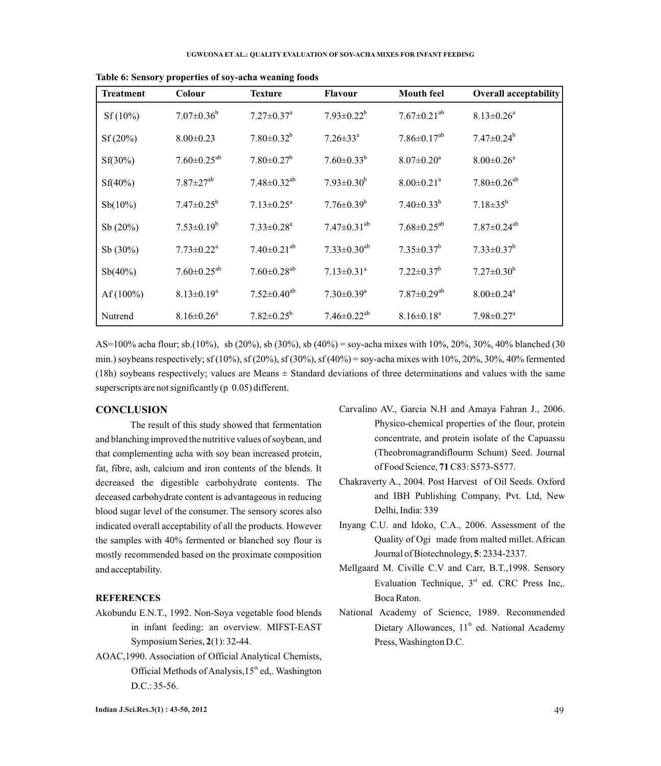**Table 6: Sensory properties of soy-acha weaning foods**

| Treatment | Colour | Texture | Flavour | Mouth feel | Overall acceptability |
|---|---|---|---|---|---|
| Sf (10%) | $7.07 \pm 0.36^{b}$ | $7.27 \pm 0.37^{a}$ | $7.93 \pm 0.22^{b}$ | $7.67 \pm 0.21^{ab}$ | $8.13 \pm 0.26^{a}$ |
| Sf (20%) | $8.00 \pm 0.23$ | $7.80 \pm 0.32^{b}$ | $7.26 \pm 33^{a}$ | $7.86 \pm 0.17^{ab}$ | $7.47 \pm 0.24^{b}$ |
| Sf(30%) | $7.60 \pm 0.25^{ab}$ | $7.80 \pm 0.27^{b}$ | $7.60 \pm 0.33^{b}$ | $8.07 \pm 0.20^{a}$ | $8.00 \pm 0.26^{a}$ |
| Sf(40%) | $7.87 \pm 27^{ab}$ | $7.48 \pm 0.32^{ab}$ | $7.93 \pm 0.30^{b}$ | $8.00 \pm 0.21^{a}$ | $7.80 \pm 0.26^{ab}$ |
| Sb(10%) | $7.47 \pm 0.25^{b}$ | $7.13 \pm 0.25^{a}$ | $7.76 \pm 0.39^{b}$ | $7.40 \pm 0.33^{b}$ | $7.18 \pm 35^{b}$ |
| Sb (20%) | $7.53 \pm 0.19^{b}$ | $7.33 \pm 0.28^{a}$ | $7.47 \pm 0.31^{ab}$ | $7.68 \pm 0.25^{ab}$ | $7.87 \pm 0.24^{ab}$ |
| Sb (30%) | $7.73 \pm 0.22^{a}$ | $7.40 \pm 0.21^{ab}$ | $7.33 \pm 0.30^{ab}$ | $7.35 \pm 0.37^{b}$ | $7.33 \pm 0.37^{b}$ |
| Sb(40%) | $7.60 \pm 0.25^{ab}$ | $7.60 \pm 0.28^{ab}$ | $7.13 \pm 0.31^{a}$ | $7.22 \pm 0.37^{b}$ | $7.27 \pm 0.30^{b}$ |
| Af (100%) | $8.13 \pm 0.19^{a}$ | $7.52 \pm 0.40^{ab}$ | $7.30 \pm 0.39^{a}$ | $7.87 \pm 0.29^{ab}$ | $8.00 \pm 0.24^{a}$ |
| Nutrend | $8.16 \pm 0.26^{a}$ | $7.82 \pm 0.25^{b}$ | $7.46 \pm 0.22^{ab}$ | $8.16 \pm 0.18^{a}$ | $7.98 \pm 0.27^{a}$ |

AS=100% acha flour; sb.(10%), sb (20%), sb (30%), sb (40%) = soy-acha mixes with 10%, 20%, 30%, 40% blanched (30 min.) soybeans respectively; sf (10%), sf (20%), sf (30%), sf (40%) = soy-acha mixes with 10%, 20%, 30%, 40% fermented (18h) soybeans respectively; values are Means ± Standard deviations of three determinations and values with the same superscripts are not significantly (p 0.05) different.

## CONCLUSION

The result of this study showed that fermentation and blanching improved the nutritive values of soybean, and that complementing acha with soy bean increased protein, fat, fibre, ash, calcium and iron contents of the blends. It decreased the digestible carbohydrate contents. The deceased carbohydrate content is advantageous in reducing blood sugar level of the consumer. The sensory scores also indicated overall acceptability of all the products. However the samples with 40% fermented or blanched soy flour is mostly recommended based on the proximate composition and acceptability.

## REFERENCES

Akobundu E.N.T., 1992. Non-Soya vegetable food blends in infant feeding: an overview. MIFST-EAST Symposium Series, **2**(1): 32-44.

AOAC,1990. Association of Official Analytical Chemists, Official Methods of Analysis,15th ed,. Washington D.C.: 35-56.

Carvalino AV., Garcia N.H and Amaya Fahran J., 2006. Physico-chemical properties of the flour, protein concentrate, and protein isolate of the Capuassu (Theobromagrandiflourm Schum) Seed. Journal of Food Science, **71** C83: S573-S577.

Chakraverty A., 2004. Post Harvest of Oil Seeds. Oxford and IBH Publishing Company, Pvt. Ltd, New Delhi, India: 339

Inyang C.U. and Idoko, C.A., 2006. Assessment of the Quality of Ogi made from malted millet. African Journal of Biotechnology, **5**: 2334-2337.

Mellgaard M. Civille C.V and Carr, B.T.,1998. Sensory Evaluation Technique, 3rd ed. CRC Press Inc,. Boca Raton.

National Academy of Science, 1989. Recommended Dietary Allowances, 11th ed. National Academy Press, Washington D.C.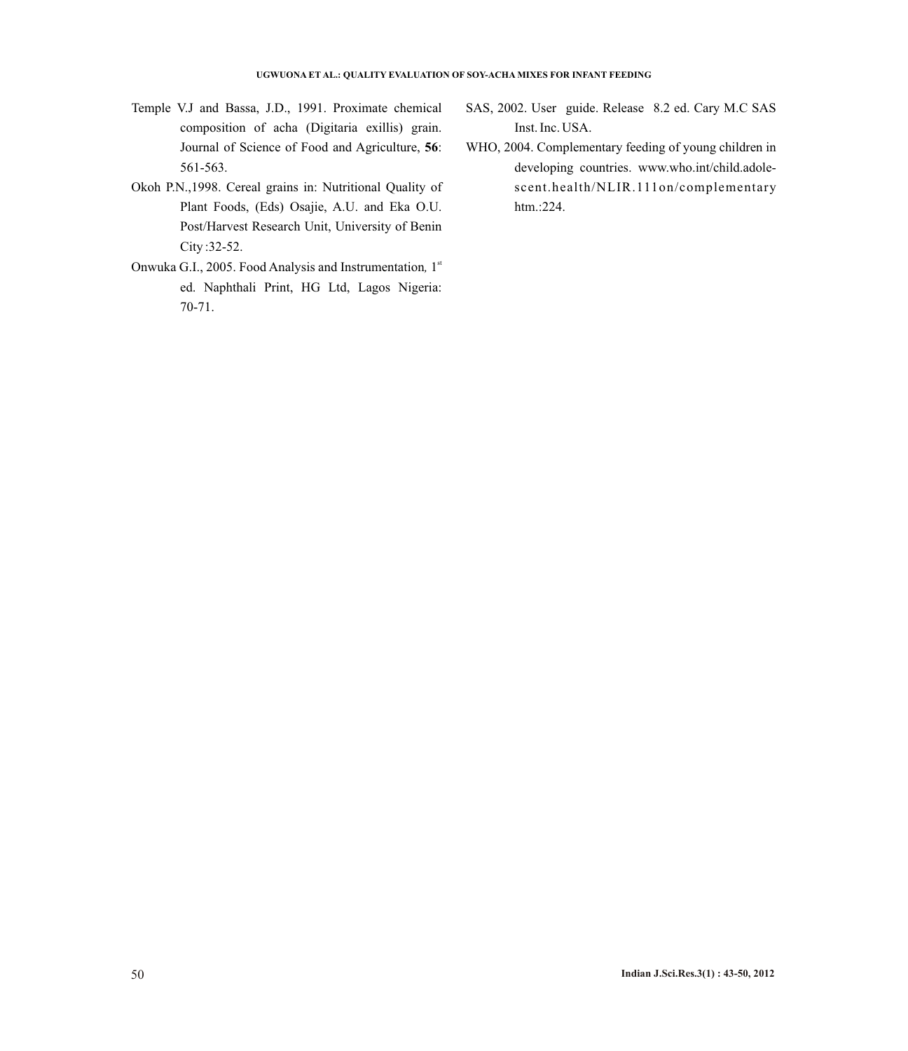Temple V.J and Bassa, J.D., 1991. Proximate chemical composition of acha (Digitaria exillis) grain. Journal of Science of Food and Agriculture, **56**: 561-563.

Okoh P.N.,1998. Cereal grains in: Nutritional Quality of Plant Foods, (Eds) Osajie, A.U. and Eka O.U. Post/Harvest Research Unit, University of Benin City :32-52.

Onwuka G.I., 2005. Food Analysis and Instrumentation*,* 1st ed. Naphthali Print, HG Ltd, Lagos Nigeria: 70-71.

SAS, 2002. User guide. Release 8.2 ed. Cary M.C SAS Inst. Inc. USA.

WHO, 2004. Complementary feeding of young children in developing countries. www.who.int/child.adole-scent.health/NLIR.111on/complementary htm.:224.